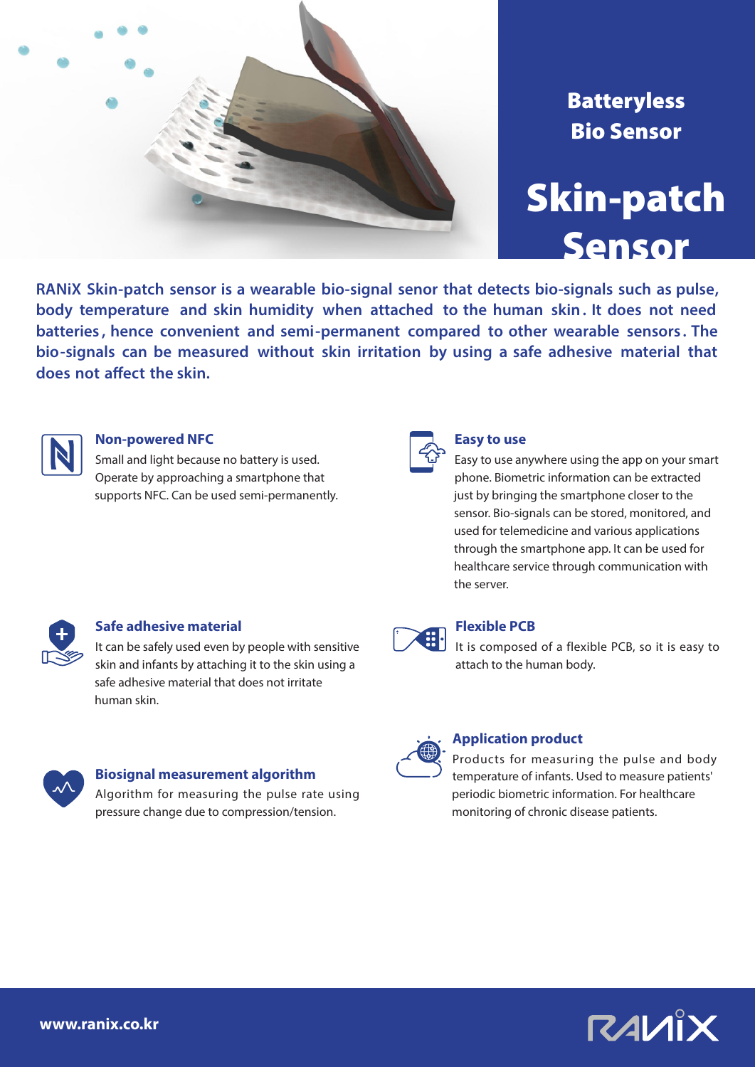# Batteryless Bio Sensor

# Skin-patch Sensor

**RANiX Skin-patch sensor is a wearable bio-signal senor that detects bio-signals such as pulse, body temperature and skin humidity when attached to the human skin. It does not need batteries, hence convenient and semi-permanent compared to other wearable sensors. The bio-signals can be measured without skin irritation by using a safe adhesive material that does not affect the skin.**

### Non-powered NFC

Small and light because no battery is used. Operate by approaching a smartphone that supports NFC. Can be used semi-permanently.

### Easy to use

Easy to use anywhere using the app on your smart phone. Biometric information can be extracted just by bringing the smartphone closer to the sensor. Bio-signals can be stored, monitored, and used for telemedicine and various applications through the smartphone app. It can be used for healthcare service through communication with the server.

### Safe adhesive material

It can be safely used even by people with sensitive skin and infants by attaching it to the skin using a safe adhesive material that does not irritate human skin.

### Flexible PCB

It is composed of a flexible PCB, so it is easy to attach to the human body.

### Biosignal measurement algorithm

Algorithm for measuring the pulse rate using pressure change due to compression/tension.

### Application product

Products for measuring the pulse and body temperature of infants. Used to measure patients' periodic biometric information. For healthcare monitoring of chronic disease patients.

www.ranix.co.kr

RANiX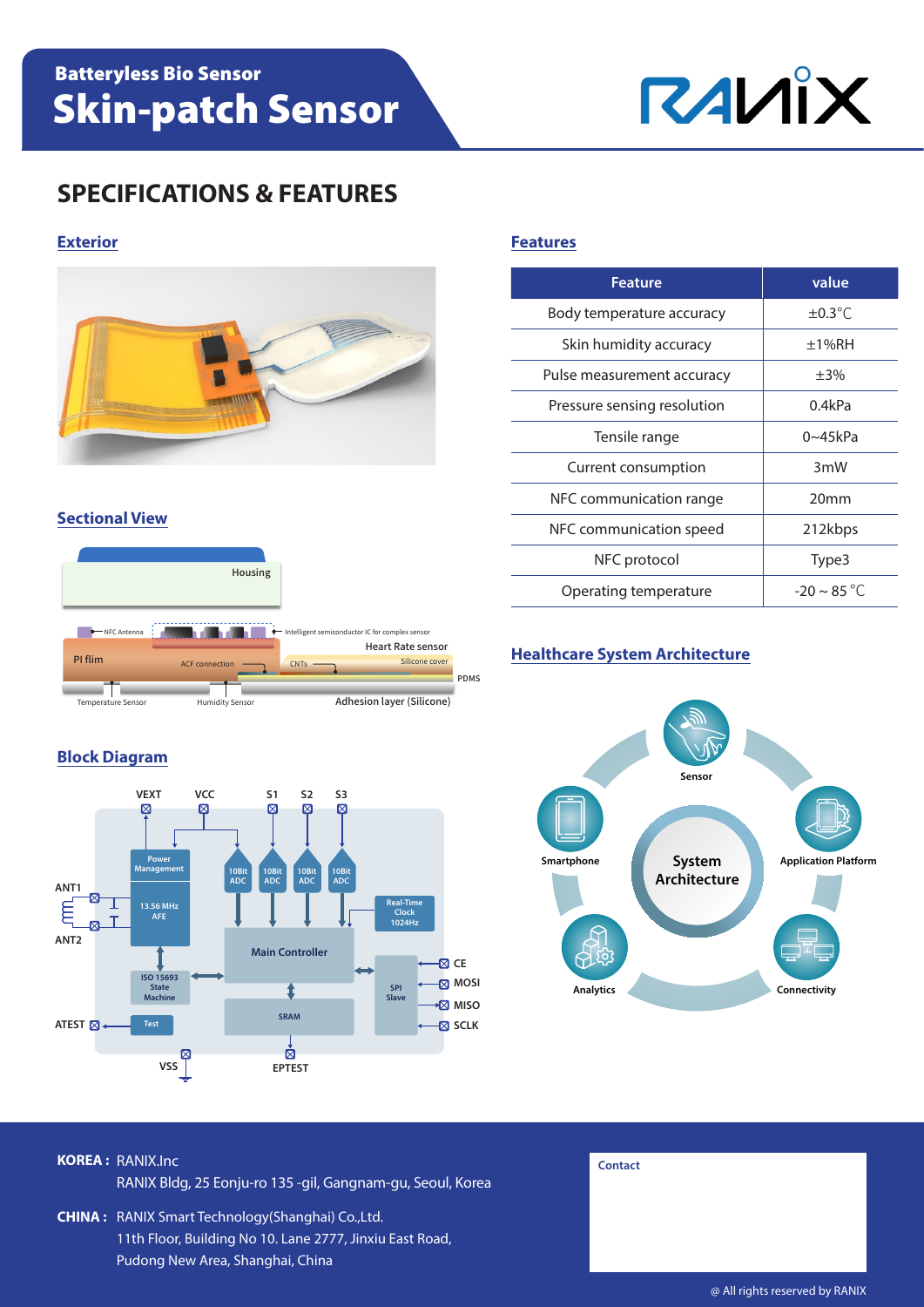**Batteryless Bio Sensor**

# Skin-patch Sensor

RANIX

## SPECIFICATIONS & FEATURES

### Exterior

### Sectional View

Housing

NFC Antenna

Intelligent semiconductor IC for complex sensor

Heart Rate sensor

PI flim

ACF connection

CNTs

Silicone cover

PDMS

Temperature Sensor

Humidity Sensor

Adhesion layer (Silicone)

### Block Diagram

VEXT
VCC
S1
S2
S3
Power Management
10Bit ADC
10Bit ADC
10Bit ADC
10Bit ADC
ANT1
13.56 MHz AFE
Real-Time Clock 1024Hz
ANT2
Main Controller
CE
ISO 15693 State Machine
MOSI
SPI Slave
MISO
SRAM
ATEST
Test
SCLK
VSS
EPTEST

### Features

| Feature | value |
|---|---|
| Body temperature accuracy | ±0.3°C |
| Skin humidity accuracy | ±1%RH |
| Pulse measurement accuracy | ±3% |
| Pressure sensing resolution | 0.4kPa |
| Tensile range | 0~45kPa |
| Current consumption | 3mW |
| NFC communication range | 20mm |
| NFC communication speed | 212kbps |
| NFC protocol | Type3 |
| Operating temperature | -20 ~ 85 °C |

### Healthcare System Architecture

Sensor
Smartphone
System Architecture
Application Platform
Analytics
Connectivity

**KOREA :** RANIX.Inc
RANIX Bldg, 25 Eonju-ro 135 -gil, Gangnam-gu, Seoul, Korea

**CHINA :** RANIX Smart Technology(Shanghai) Co.,Ltd.
11th Floor, Building No 10. Lane 2777, Jinxiu East Road,
Pudong New Area, Shanghai, China

**Contact**

@ All rights reserved by RANIX